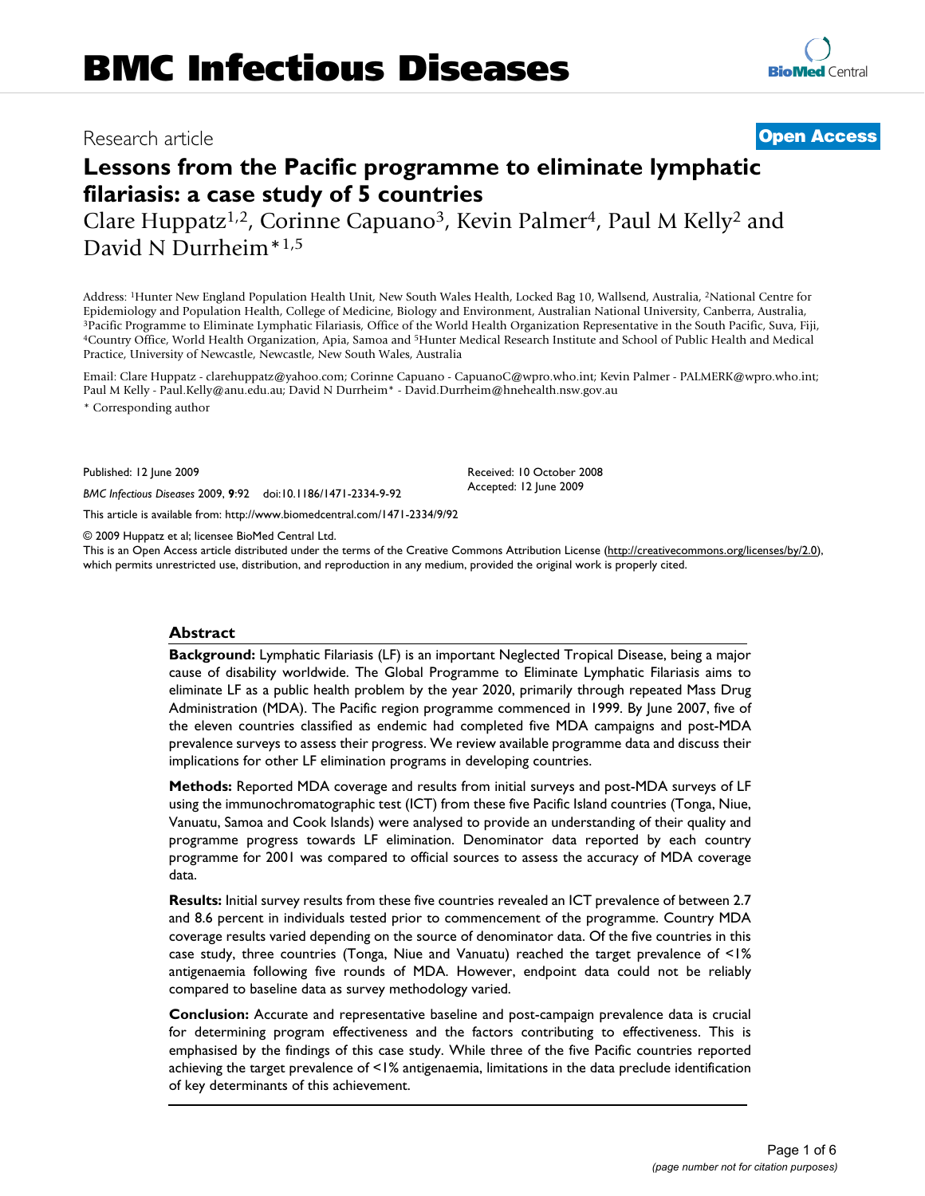BMC Infectious Diseases

Research article

**Open Access**

# Lessons from the Pacific programme to eliminate lymphatic filariasis: a case study of 5 countries

Clare Huppatz[1,2], Corinne Capuano[3], Kevin Palmer[4], Paul M Kelly[2] and David N Durrheim*[1,5]

Address: [1]Hunter New England Population Health Unit, New South Wales Health, Locked Bag 10, Wallsend, Australia, [2]National Centre for Epidemiology and Population Health, College of Medicine, Biology and Environment, Australian National University, Canberra, Australia, [3]Pacific Programme to Eliminate Lymphatic Filariasis, Office of the World Health Organization Representative in the South Pacific, Suva, Fiji, [4]Country Office, World Health Organization, Apia, Samoa and [5]Hunter Medical Research Institute and School of Public Health and Medical Practice, University of Newcastle, Newcastle, New South Wales, Australia

Email: Clare Huppatz - clarehuppatz@yahoo.com; Corinne Capuano - CapuanoC@wpro.who.int; Kevin Palmer - PALMERK@wpro.who.int; Paul M Kelly - Paul.Kelly@anu.edu.au; David N Durrheim* - David.Durrheim@hnehealth.nsw.gov.au

\* Corresponding author

Published: 12 June 2009

*BMC Infectious Diseases* 2009, **9**:92 doi:10.1186/1471-2334-9-92

Received: 10 October 2008
Accepted: 12 June 2009

This article is available from: http://www.biomedcentral.com/1471-2334/9/92

© 2009 Huppatz et al; licensee BioMed Central Ltd.

This is an Open Access article distributed under the terms of the Creative Commons Attribution License (http://creativecommons.org/licenses/by/2.0), which permits unrestricted use, distribution, and reproduction in any medium, provided the original work is properly cited.

## Abstract

**Background:** Lymphatic Filariasis (LF) is an important Neglected Tropical Disease, being a major cause of disability worldwide. The Global Programme to Eliminate Lymphatic Filariasis aims to eliminate LF as a public health problem by the year 2020, primarily through repeated Mass Drug Administration (MDA). The Pacific region programme commenced in 1999. By June 2007, five of the eleven countries classified as endemic had completed five MDA campaigns and post-MDA prevalence surveys to assess their progress. We review available programme data and discuss their implications for other LF elimination programs in developing countries.

**Methods:** Reported MDA coverage and results from initial surveys and post-MDA surveys of LF using the immunochromatographic test (ICT) from these five Pacific Island countries (Tonga, Niue, Vanuatu, Samoa and Cook Islands) were analysed to provide an understanding of their quality and programme progress towards LF elimination. Denominator data reported by each country programme for 2001 was compared to official sources to assess the accuracy of MDA coverage data.

**Results:** Initial survey results from these five countries revealed an ICT prevalence of between 2.7 and 8.6 percent in individuals tested prior to commencement of the programme. Country MDA coverage results varied depending on the source of denominator data. Of the five countries in this case study, three countries (Tonga, Niue and Vanuatu) reached the target prevalence of <1% antigenaemia following five rounds of MDA. However, endpoint data could not be reliably compared to baseline data as survey methodology varied.

**Conclusion:** Accurate and representative baseline and post-campaign prevalence data is crucial for determining program effectiveness and the factors contributing to effectiveness. This is emphasised by the findings of this case study. While three of the five Pacific countries reported achieving the target prevalence of <1% antigenaemia, limitations in the data preclude identification of key determinants of this achievement.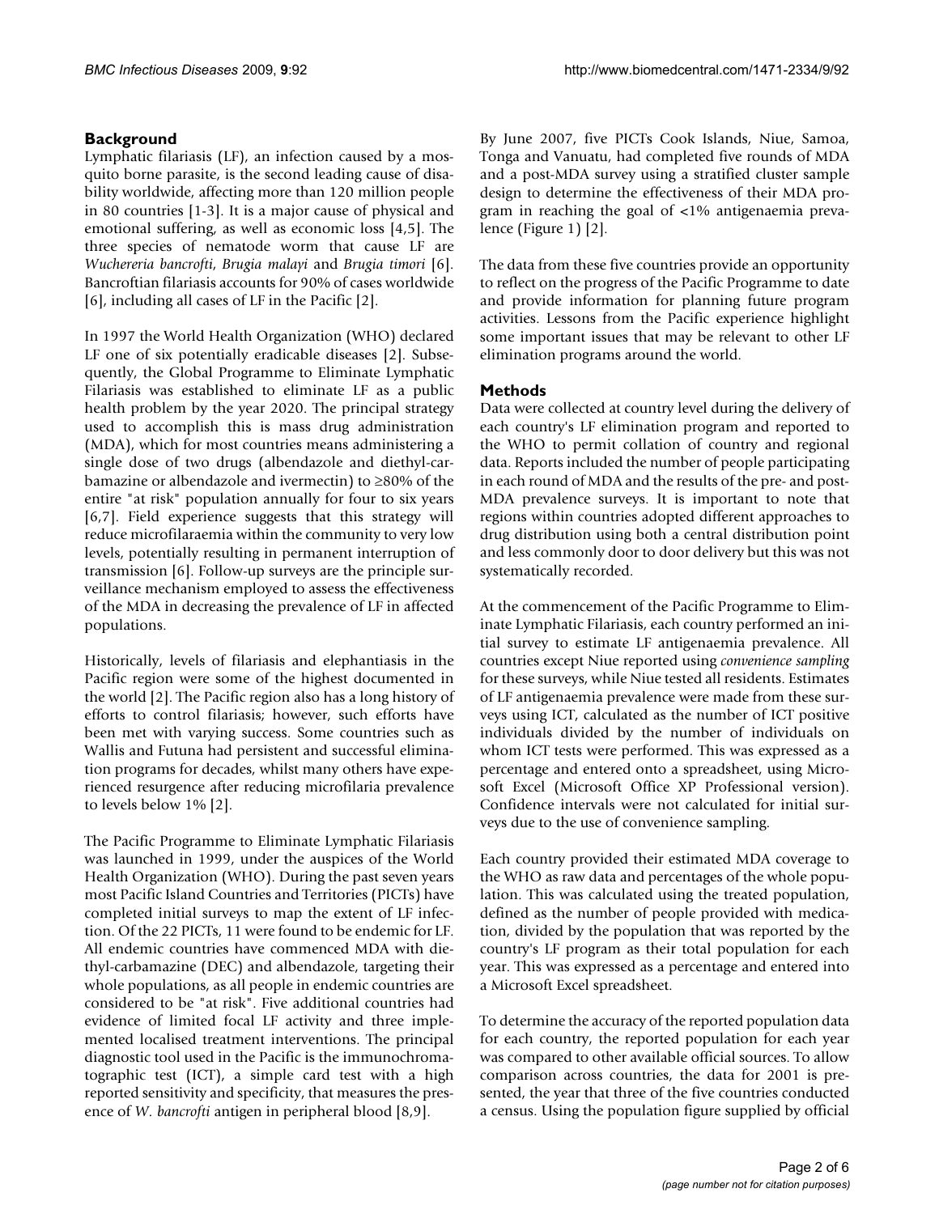## Background

Lymphatic filariasis (LF), an infection caused by a mosquito borne parasite, is the second leading cause of disability worldwide, affecting more than 120 million people in 80 countries [1-3]. It is a major cause of physical and emotional suffering, as well as economic loss [4,5]. The three species of nematode worm that cause LF are *Wuchereria bancrofti*, *Brugia malayi* and *Brugia timori* [6]. Bancroftian filariasis accounts for 90% of cases worldwide [6], including all cases of LF in the Pacific [2].

In 1997 the World Health Organization (WHO) declared LF one of six potentially eradicable diseases [2]. Subsequently, the Global Programme to Eliminate Lymphatic Filariasis was established to eliminate LF as a public health problem by the year 2020. The principal strategy used to accomplish this is mass drug administration (MDA), which for most countries means administering a single dose of two drugs (albendazole and diethyl-carbamazine or albendazole and ivermectin) to ≥80% of the entire "at risk" population annually for four to six years [6,7]. Field experience suggests that this strategy will reduce microfilaraemia within the community to very low levels, potentially resulting in permanent interruption of transmission [6]. Follow-up surveys are the principle surveillance mechanism employed to assess the effectiveness of the MDA in decreasing the prevalence of LF in affected populations.

Historically, levels of filariasis and elephantiasis in the Pacific region were some of the highest documented in the world [2]. The Pacific region also has a long history of efforts to control filariasis; however, such efforts have been met with varying success. Some countries such as Wallis and Futuna had persistent and successful elimination programs for decades, whilst many others have experienced resurgence after reducing microfilaria prevalence to levels below 1% [2].

The Pacific Programme to Eliminate Lymphatic Filariasis was launched in 1999, under the auspices of the World Health Organization (WHO). During the past seven years most Pacific Island Countries and Territories (PICTs) have completed initial surveys to map the extent of LF infection. Of the 22 PICTs, 11 were found to be endemic for LF. All endemic countries have commenced MDA with diethyl-carbamazine (DEC) and albendazole, targeting their whole populations, as all people in endemic countries are considered to be "at risk". Five additional countries had evidence of limited focal LF activity and three implemented localised treatment interventions. The principal diagnostic tool used in the Pacific is the immunochromatographic test (ICT), a simple card test with a high reported sensitivity and specificity, that measures the presence of *W. bancrofti* antigen in peripheral blood [8,9].

By June 2007, five PICTs Cook Islands, Niue, Samoa, Tonga and Vanuatu, had completed five rounds of MDA and a post-MDA survey using a stratified cluster sample design to determine the effectiveness of their MDA program in reaching the goal of <1% antigenaemia prevalence (Figure 1) [2].

The data from these five countries provide an opportunity to reflect on the progress of the Pacific Programme to date and provide information for planning future program activities. Lessons from the Pacific experience highlight some important issues that may be relevant to other LF elimination programs around the world.

## Methods

Data were collected at country level during the delivery of each country's LF elimination program and reported to the WHO to permit collation of country and regional data. Reports included the number of people participating in each round of MDA and the results of the pre- and post-MDA prevalence surveys. It is important to note that regions within countries adopted different approaches to drug distribution using both a central distribution point and less commonly door to door delivery but this was not systematically recorded.

At the commencement of the Pacific Programme to Eliminate Lymphatic Filariasis, each country performed an initial survey to estimate LF antigenaemia prevalence. All countries except Niue reported using *convenience sampling* for these surveys, while Niue tested all residents. Estimates of LF antigenaemia prevalence were made from these surveys using ICT, calculated as the number of ICT positive individuals divided by the number of individuals on whom ICT tests were performed. This was expressed as a percentage and entered onto a spreadsheet, using Microsoft Excel (Microsoft Office XP Professional version). Confidence intervals were not calculated for initial surveys due to the use of convenience sampling.

Each country provided their estimated MDA coverage to the WHO as raw data and percentages of the whole population. This was calculated using the treated population, defined as the number of people provided with medication, divided by the population that was reported by the country's LF program as their total population for each year. This was expressed as a percentage and entered into a Microsoft Excel spreadsheet.

To determine the accuracy of the reported population data for each country, the reported population for each year was compared to other available official sources. To allow comparison across countries, the data for 2001 is presented, the year that three of the five countries conducted a census. Using the population figure supplied by official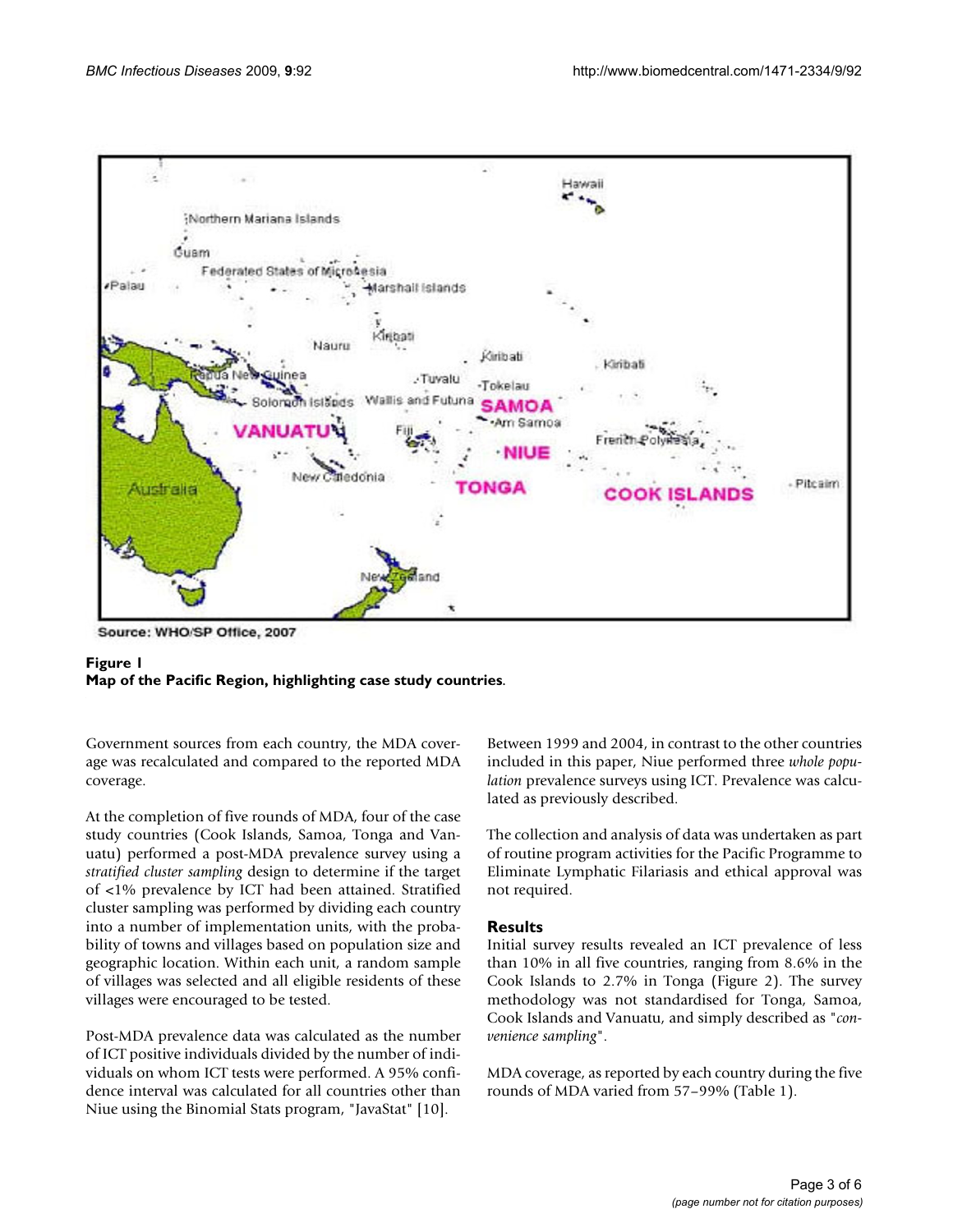Source: WHO/SP Office, 2007

**Figure 1**
**Map of the Pacific Region, highlighting case study countries.**

Government sources from each country, the MDA coverage was recalculated and compared to the reported MDA coverage.

At the completion of five rounds of MDA, four of the case study countries (Cook Islands, Samoa, Tonga and Vanuatu) performed a post-MDA prevalence survey using a *stratified cluster sampling* design to determine if the target of <1% prevalence by ICT had been attained. Stratified cluster sampling was performed by dividing each country into a number of implementation units, with the probability of towns and villages based on population size and geographic location. Within each unit, a random sample of villages was selected and all eligible residents of these villages were encouraged to be tested.

Post-MDA prevalence data was calculated as the number of ICT positive individuals divided by the number of individuals on whom ICT tests were performed. A 95% confidence interval was calculated for all countries other than Niue using the Binomial Stats program, "JavaStat" [10].

Between 1999 and 2004, in contrast to the other countries included in this paper, Niue performed three *whole population* prevalence surveys using ICT. Prevalence was calculated as previously described.

The collection and analysis of data was undertaken as part of routine program activities for the Pacific Programme to Eliminate Lymphatic Filariasis and ethical approval was not required.

## Results

Initial survey results revealed an ICT prevalence of less than 10% in all five countries, ranging from 8.6% in the Cook Islands to 2.7% in Tonga (Figure 2). The survey methodology was not standardised for Tonga, Samoa, Cook Islands and Vanuatu, and simply described as "*convenience sampling*".

MDA coverage, as reported by each country during the five rounds of MDA varied from 57–99% (Table 1).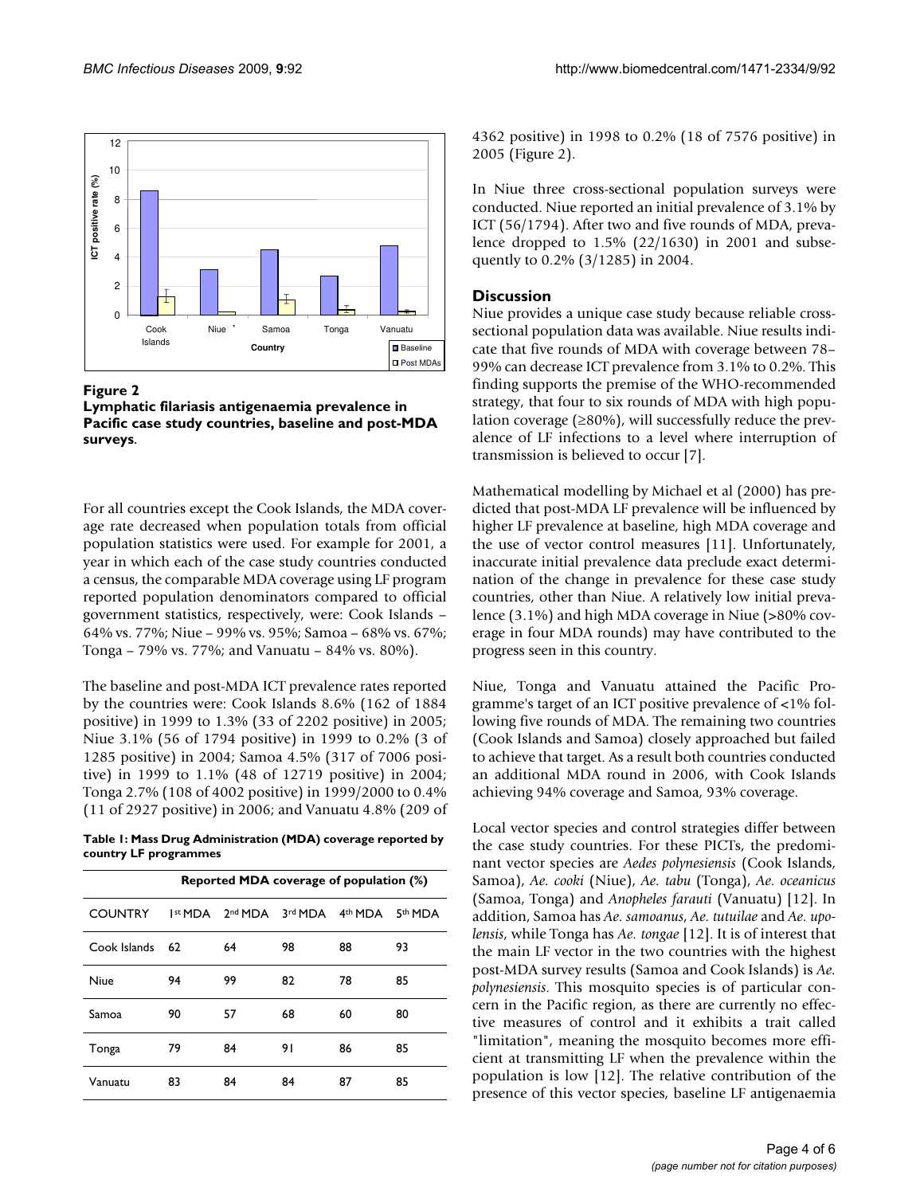**Figure 2**
**Lymphatic filariasis antigenaemia prevalence in Pacific case study countries, baseline and post-MDA surveys**.

For all countries except the Cook Islands, the MDA coverage rate decreased when population totals from official population statistics were used. For example for 2001, a year in which each of the case study countries conducted a census, the comparable MDA coverage using LF program reported population denominators compared to official government statistics, respectively, were: Cook Islands – 64% vs. 77%; Niue – 99% vs. 95%; Samoa – 68% vs. 67%; Tonga – 79% vs. 77%; and Vanuatu – 84% vs. 80%).

The baseline and post-MDA ICT prevalence rates reported by the countries were: Cook Islands 8.6% (162 of 1884 positive) in 1999 to 1.3% (33 of 2202 positive) in 2005; Niue 3.1% (56 of 1794 positive) in 1999 to 0.2% (3 of 1285 positive) in 2004; Samoa 4.5% (317 of 7006 positive) in 1999 to 1.1% (48 of 12719 positive) in 2004; Tonga 2.7% (108 of 4002 positive) in 1999/2000 to 0.4% (11 of 2927 positive) in 2006; and Vanuatu 4.8% (209 of 4362 positive) in 1998 to 0.2% (18 of 7576 positive) in 2005 (Figure 2).

In Niue three cross-sectional population surveys were conducted. Niue reported an initial prevalence of 3.1% by ICT (56/1794). After two and five rounds of MDA, prevalence dropped to 1.5% (22/1630) in 2001 and subsequently to 0.2% (3/1285) in 2004.

**Table 1: Mass Drug Administration (MDA) coverage reported by country LF programmes**

| | Reported MDA coverage of population (%) | | | | |
|---|---|---|---|---|---|
| COUNTRY | 1st MDA | 2nd MDA | 3rd MDA | 4th MDA | 5th MDA |
| Cook Islands | 62 | 64 | 98 | 88 | 93 |
| Niue | 94 | 99 | 82 | 78 | 85 |
| Samoa | 90 | 57 | 68 | 60 | 80 |
| Tonga | 79 | 84 | 91 | 86 | 85 |
| Vanuatu | 83 | 84 | 84 | 87 | 85 |

## Discussion

Niue provides a unique case study because reliable cross-sectional population data was available. Niue results indicate that five rounds of MDA with coverage between 78–99% can decrease ICT prevalence from 3.1% to 0.2%. This finding supports the premise of the WHO-recommended strategy, that four to six rounds of MDA with high population coverage (≥80%), will successfully reduce the prevalence of LF infections to a level where interruption of transmission is believed to occur [7].

Mathematical modelling by Michael et al (2000) has predicted that post-MDA LF prevalence will be influenced by higher LF prevalence at baseline, high MDA coverage and the use of vector control measures [11]. Unfortunately, inaccurate initial prevalence data preclude exact determination of the change in prevalence for these case study countries, other than Niue. A relatively low initial prevalence (3.1%) and high MDA coverage in Niue (>80% coverage in four MDA rounds) may have contributed to the progress seen in this country.

Niue, Tonga and Vanuatu attained the Pacific Programme's target of an ICT positive prevalence of <1% following five rounds of MDA. The remaining two countries (Cook Islands and Samoa) closely approached but failed to achieve that target. As a result both countries conducted an additional MDA round in 2006, with Cook Islands achieving 94% coverage and Samoa, 93% coverage.

Local vector species and control strategies differ between the case study countries. For these PICTs, the predominant vector species are *Aedes polynesiensis* (Cook Islands, Samoa), *Ae. cooki* (Niue), *Ae. tabu* (Tonga), *Ae. oceanicus* (Samoa, Tonga) and *Anopheles farauti* (Vanuatu) [12]. In addition, Samoa has *Ae. samoanus*, *Ae. tutuilae* and *Ae. upolensis*, while Tonga has *Ae. tongae* [12]. It is of interest that the main LF vector in the two countries with the highest post-MDA survey results (Samoa and Cook Islands) is *Ae. polynesiensis*. This mosquito species is of particular concern in the Pacific region, as there are currently no effective measures of control and it exhibits a trait called "limitation", meaning the mosquito becomes more efficient at transmitting LF when the prevalence within the population is low [12]. The relative contribution of the presence of this vector species, baseline LF antigenaemia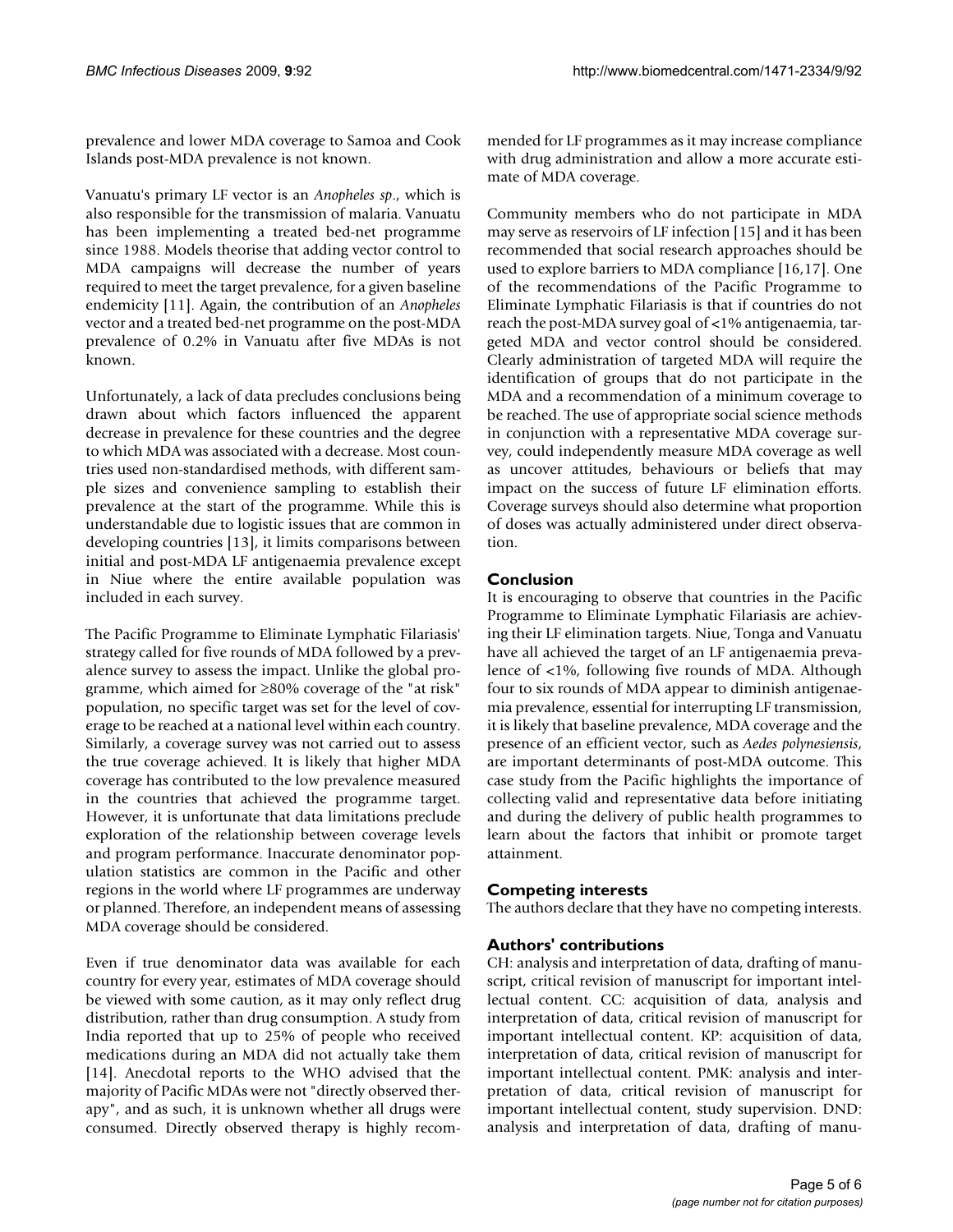prevalence and lower MDA coverage to Samoa and Cook Islands post-MDA prevalence is not known.

Vanuatu's primary LF vector is an *Anopheles sp*., which is also responsible for the transmission of malaria. Vanuatu has been implementing a treated bed-net programme since 1988. Models theorise that adding vector control to MDA campaigns will decrease the number of years required to meet the target prevalence, for a given baseline endemicity [11]. Again, the contribution of an *Anopheles* vector and a treated bed-net programme on the post-MDA prevalence of 0.2% in Vanuatu after five MDAs is not known.

Unfortunately, a lack of data precludes conclusions being drawn about which factors influenced the apparent decrease in prevalence for these countries and the degree to which MDA was associated with a decrease. Most countries used non-standardised methods, with different sample sizes and convenience sampling to establish their prevalence at the start of the programme. While this is understandable due to logistic issues that are common in developing countries [13], it limits comparisons between initial and post-MDA LF antigenaemia prevalence except in Niue where the entire available population was included in each survey.

The Pacific Programme to Eliminate Lymphatic Filariasis' strategy called for five rounds of MDA followed by a prevalence survey to assess the impact. Unlike the global programme, which aimed for ≥80% coverage of the "at risk" population, no specific target was set for the level of coverage to be reached at a national level within each country. Similarly, a coverage survey was not carried out to assess the true coverage achieved. It is likely that higher MDA coverage has contributed to the low prevalence measured in the countries that achieved the programme target. However, it is unfortunate that data limitations preclude exploration of the relationship between coverage levels and program performance. Inaccurate denominator population statistics are common in the Pacific and other regions in the world where LF programmes are underway or planned. Therefore, an independent means of assessing MDA coverage should be considered.

Even if true denominator data was available for each country for every year, estimates of MDA coverage should be viewed with some caution, as it may only reflect drug distribution, rather than drug consumption. A study from India reported that up to 25% of people who received medications during an MDA did not actually take them [14]. Anecdotal reports to the WHO advised that the majority of Pacific MDAs were not "directly observed therapy", and as such, it is unknown whether all drugs were consumed. Directly observed therapy is highly recommended for LF programmes as it may increase compliance with drug administration and allow a more accurate estimate of MDA coverage.

Community members who do not participate in MDA may serve as reservoirs of LF infection [15] and it has been recommended that social research approaches should be used to explore barriers to MDA compliance [16,17]. One of the recommendations of the Pacific Programme to Eliminate Lymphatic Filariasis is that if countries do not reach the post-MDA survey goal of <1% antigenaemia, targeted MDA and vector control should be considered. Clearly administration of targeted MDA will require the identification of groups that do not participate in the MDA and a recommendation of a minimum coverage to be reached. The use of appropriate social science methods in conjunction with a representative MDA coverage survey, could independently measure MDA coverage as well as uncover attitudes, behaviours or beliefs that may impact on the success of future LF elimination efforts. Coverage surveys should also determine what proportion of doses was actually administered under direct observation.

## Conclusion

It is encouraging to observe that countries in the Pacific Programme to Eliminate Lymphatic Filariasis are achieving their LF elimination targets. Niue, Tonga and Vanuatu have all achieved the target of an LF antigenaemia prevalence of <1%, following five rounds of MDA. Although four to six rounds of MDA appear to diminish antigenaemia prevalence, essential for interrupting LF transmission, it is likely that baseline prevalence, MDA coverage and the presence of an efficient vector, such as *Aedes polynesiensis*, are important determinants of post-MDA outcome. This case study from the Pacific highlights the importance of collecting valid and representative data before initiating and during the delivery of public health programmes to learn about the factors that inhibit or promote target attainment.

## Competing interests

The authors declare that they have no competing interests.

## Authors' contributions

CH: analysis and interpretation of data, drafting of manuscript, critical revision of manuscript for important intellectual content. CC: acquisition of data, analysis and interpretation of data, critical revision of manuscript for important intellectual content. KP: acquisition of data, interpretation of data, critical revision of manuscript for important intellectual content. PMK: analysis and interpretation of data, critical revision of manuscript for important intellectual content, study supervision. DND: analysis and interpretation of data, drafting of manu-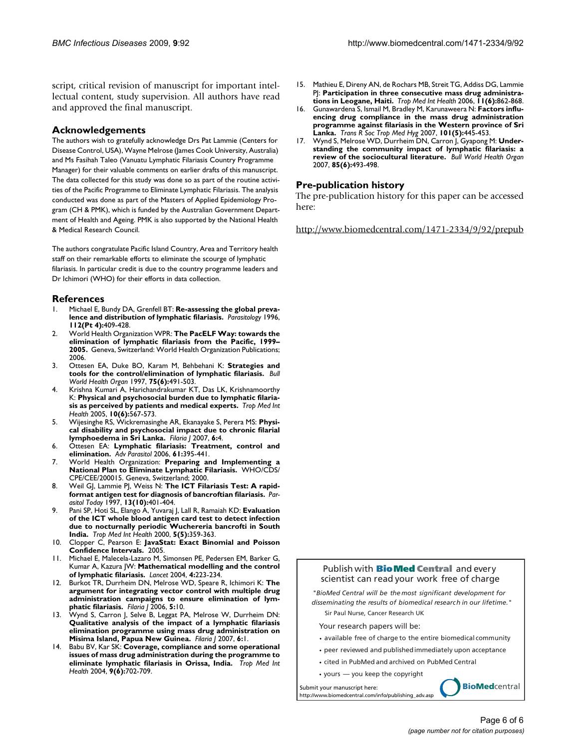script, critical revision of manuscript for important intellectual content, study supervision. All authors have read and approved the final manuscript.

## Acknowledgements

The authors wish to gratefully acknowledge Drs Pat Lammie (Centers for Disease Control, USA), Wayne Melrose (James Cook University, Australia) and Ms Fasihah Taleo (Vanuatu Lymphatic Filariasis Country Programme Manager) for their valuable comments on earlier drafts of this manuscript. The data collected for this study was done so as part of the routine activities of the Pacific Programme to Eliminate Lymphatic Filariasis. The analysis conducted was done as part of the Masters of Applied Epidemiology Program (CH & PMK), which is funded by the Australian Government Department of Health and Ageing. PMK is also supported by the National Health & Medical Research Council.

The authors congratulate Pacific Island Country, Area and Territory health staff on their remarkable efforts to eliminate the scourge of lymphatic filariasis. In particular credit is due to the country programme leaders and Dr Ichimori (WHO) for their efforts in data collection.

## References

1. Michael E, Bundy DA, Grenfell BT: **Re-assessing the global prevalence and distribution of lymphatic filariasis.** *Parasitology* 1996, **112(Pt 4):**409-428.
2. World Health Organization WPR: **The PacELF Way: towards the elimination of lymphatic filariasis from the Pacific, 1999–2005.** Geneva, Switzerland: World Health Organization Publications; 2006.
3. Ottesen EA, Duke BO, Karam M, Behbehani K: **Strategies and tools for the control/elimination of lymphatic filariasis.** *Bull World Health Organ* 1997, **75(6):**491-503.
4. Krishna Kumari A, Harichandrakumar KT, Das LK, Krishnamoorthy K: **Physical and psychosocial burden due to lymphatic filariasis as perceived by patients and medical experts.** *Trop Med Int Health* 2005, **10(6):**567-573.
5. Wijesinghe RS, Wickremasinghe AR, Ekanayake S, Perera MS: **Physical disability and psychosocial impact due to chronic filarial lymphoedema in Sri Lanka.** *Filaria J* 2007, **6:**4.
6. Ottesen EA: **Lymphatic filariasis: Treatment, control and elimination.** *Adv Parasitol* 2006, **61:**395-441.
7. World Health Organization: **Preparing and Implementing a National Plan to Eliminate Lymphatic Filariasis.** WHO/CDS/CPE/CEE/200015. Geneva, Switzerland; 2000.
8. Weil GJ, Lammie PJ, Weiss N: **The ICT Filariasis Test: A rapid-format antigen test for diagnosis of bancroftian filariasis.** *Parasitol Today* 1997, **13(10):**401-404.
9. Pani SP, Hoti SL, Elango A, Yuvaraj J, Lall R, Ramaiah KD: **Evaluation of the ICT whole blood antigen card test to detect infection due to nocturnally periodic Wuchereria bancrofti in South India.** *Trop Med Int Health* 2000, **5(5):**359-363.
10. Clopper C, Pearson E: **JavaStat: Exact Binomial and Poisson Confidence Intervals.** 2005.
11. Michael E, Malecela-Lazaro M, Simonsen PE, Pedersen EM, Barker G, Kumar A, Kazura JW: **Mathematical modelling and the control of lymphatic filariasis.** *Lancet* 2004, **4:**223-234.
12. Burkot TR, Durrheim DN, Melrose WD, Speare R, Ichimori K: **The argument for integrating vector control with multiple drug administration campaigns to ensure elimination of lymphatic filariasis.** *Filaria J* 2006, **5:**10.
13. Wynd S, Carron J, Selve B, Leggat PA, Melrose W, Durrheim DN: **Qualitative analysis of the impact of a lymphatic filariasis elimination programme using mass drug administration on Misima Island, Papua New Guinea.** *Filaria J* 2007, **6:**1.
14. Babu BV, Kar SK: **Coverage, compliance and some operational issues of mass drug administration during the programme to eliminate lymphatic filariasis in Orissa, India.** *Trop Med Int Health* 2004, **9(6):**702-709.
15. Mathieu E, Direny AN, de Rochars MB, Streit TG, Addiss DG, Lammie PJ: **Participation in three consecutive mass drug administrations in Leogane, Haiti.** *Trop Med Int Health* 2006, **11(6):**862-868.
16. Gunawardena S, Ismail M, Bradley M, Karunaweera N: **Factors influencing drug compliance in the mass drug administration programme against filariasis in the Western province of Sri Lanka.** *Trans R Soc Trop Med Hyg* 2007, **101(5):**445-453.
17. Wynd S, Melrose WD, Durrheim DN, Carron J, Gyapong M: **Understanding the community impact of lymphatic filariasis: a review of the sociocultural literature.** *Bull World Health Organ* 2007, **85(6):**493-498.

## Pre-publication history

The pre-publication history for this paper can be accessed here:

http://www.biomedcentral.com/1471-2334/9/92/prepub

Publish with **BioMed Central** and every scientist can read your work free of charge

*"BioMed Central will be the most significant development for disseminating the results of biomedical research in our lifetime."*

Sir Paul Nurse, Cancer Research UK

Your research papers will be:

- available free of charge to the entire biomedical community
- peer reviewed and published immediately upon acceptance
- cited in PubMed and archived on PubMed Central
- yours — you keep the copyright

Submit your manuscript here:
http://www.biomedcentral.com/info/publishing_adv.asp

BioMedcentral